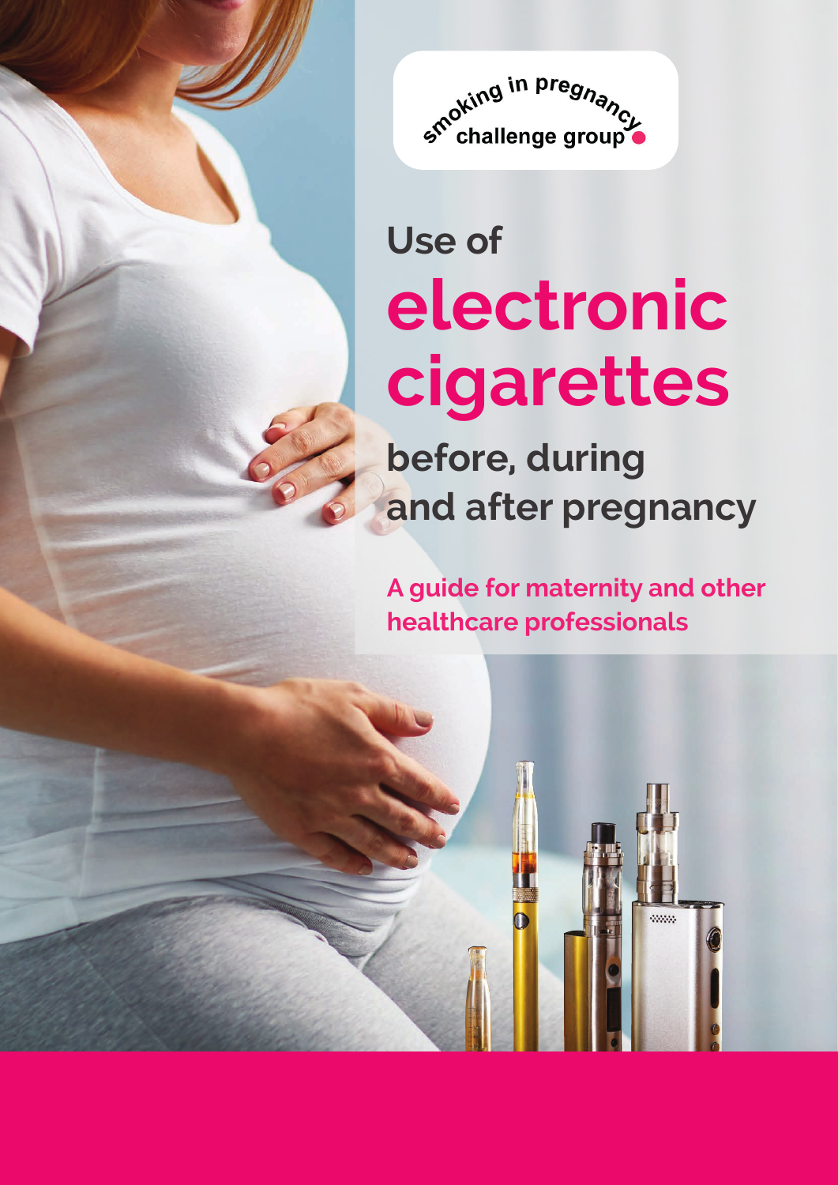smoking in pregnancy challenge group

# Use of electronic cigarettes before, during and after pregnancy

**A guide for maternity and other healthcare professionals**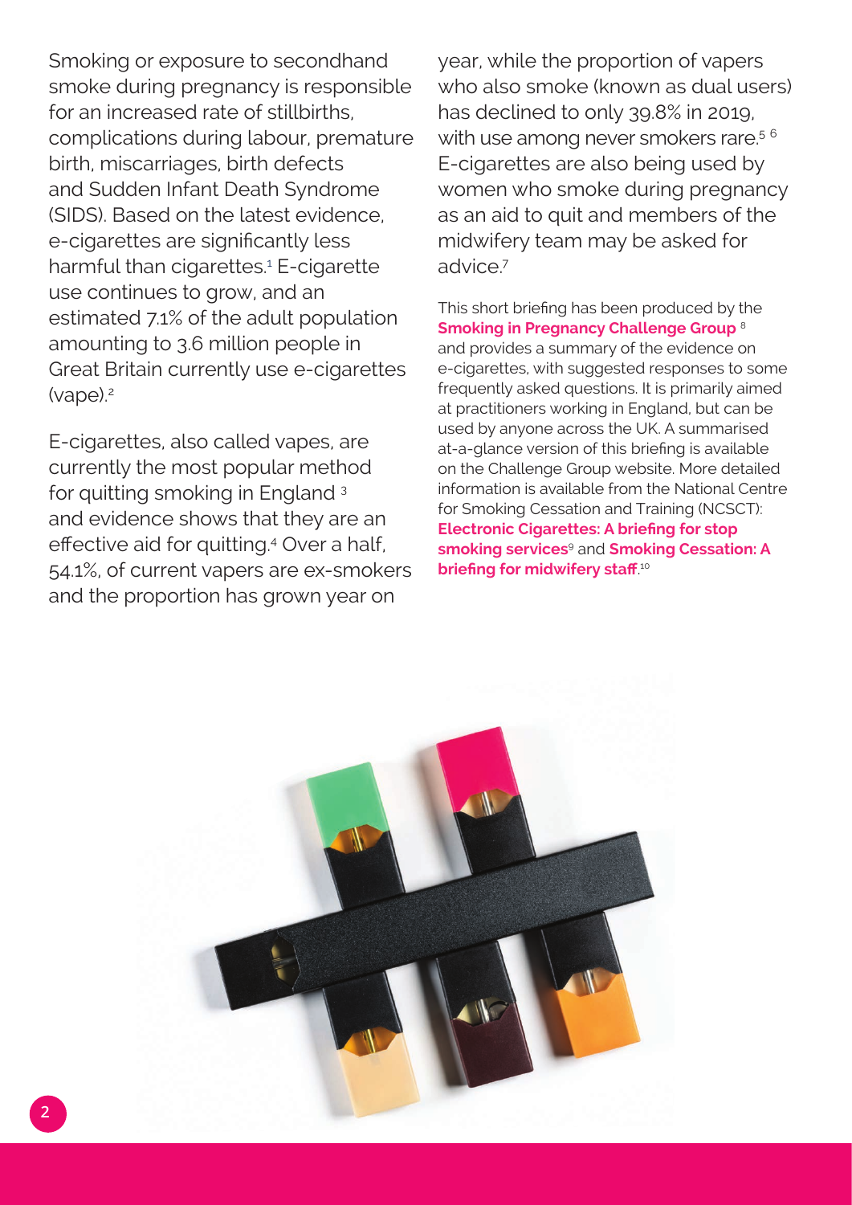Smoking or exposure to secondhand smoke during pregnancy is responsible for an increased rate of stillbirths, complications during labour, premature birth, miscarriages, birth defects and Sudden Infant Death Syndrome (SIDS). Based on the latest evidence, e-cigarettes are significantly less harmful than cigarettes.[1] E-cigarette use continues to grow, and an estimated 7.1% of the adult population amounting to 3.6 million people in Great Britain currently use e-cigarettes (vape).[2]

E-cigarettes, also called vapes, are currently the most popular method for quitting smoking in England [3] and evidence shows that they are an effective aid for quitting.[4] Over a half, 54.1%, of current vapers are ex-smokers and the proportion has grown year on year, while the proportion of vapers who also smoke (known as dual users) has declined to only 39.8% in 2019, with use among never smokers rare.[5 6] E-cigarettes are also being used by women who smoke during pregnancy as an aid to quit and members of the midwifery team may be asked for advice.[7]

This short briefing has been produced by the **Smoking in Pregnancy Challenge Group** [8] and provides a summary of the evidence on e-cigarettes, with suggested responses to some frequently asked questions. It is primarily aimed at practitioners working in England, but can be used by anyone across the UK. A summarised at-a-glance version of this briefing is available on the Challenge Group website. More detailed information is available from the National Centre for Smoking Cessation and Training (NCSCT): **Electronic Cigarettes: A briefing for stop smoking services**[9] and **Smoking Cessation: A briefing for midwifery staff**.[10]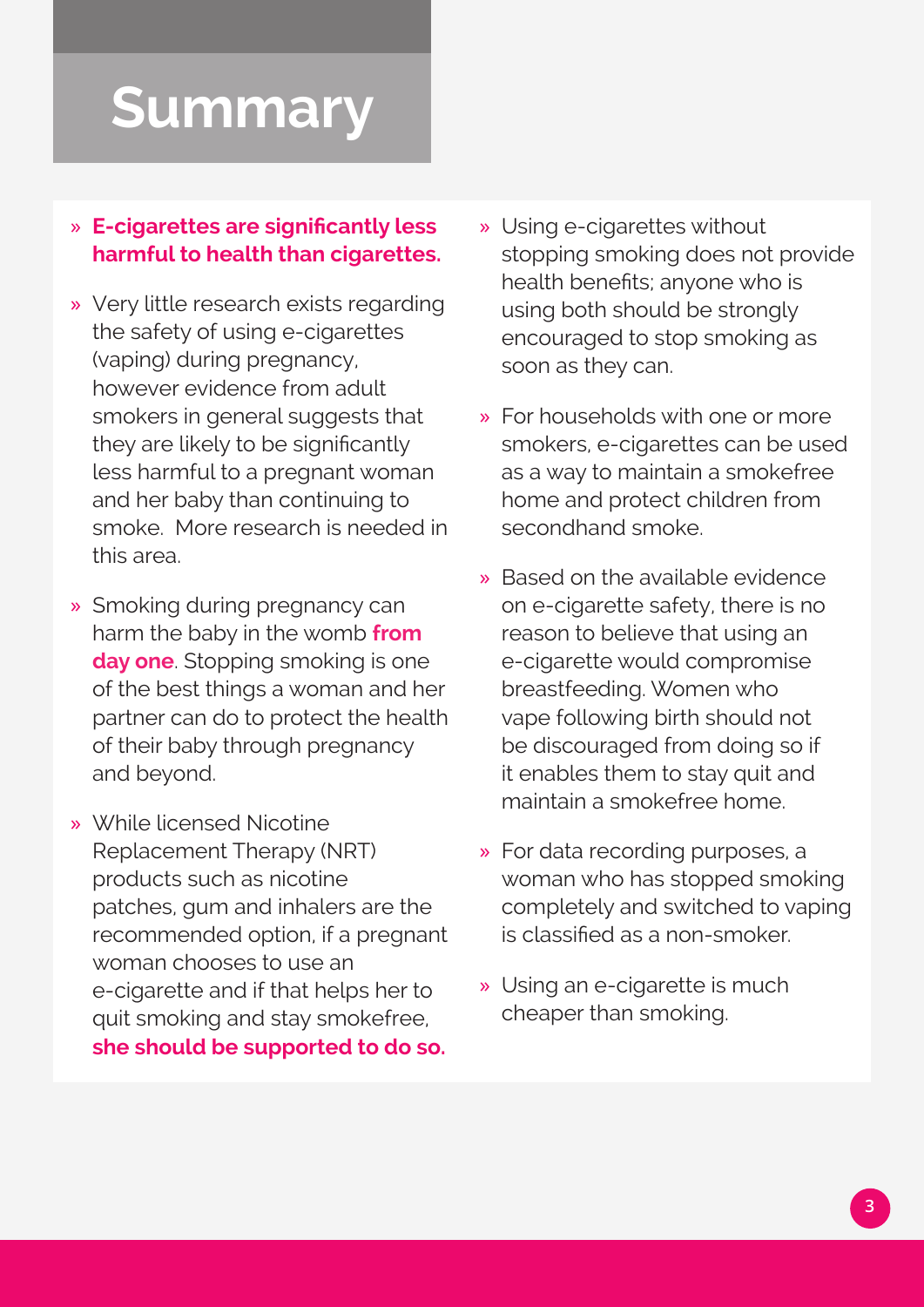# Summary

- **E-cigarettes are significantly less harmful to health than cigarettes.**
- Very little research exists regarding the safety of using e-cigarettes (vaping) during pregnancy, however evidence from adult smokers in general suggests that they are likely to be significantly less harmful to a pregnant woman and her baby than continuing to smoke. More research is needed in this area.
- Smoking during pregnancy can harm the baby in the womb **from day one**. Stopping smoking is one of the best things a woman and her partner can do to protect the health of their baby through pregnancy and beyond.
- While licensed Nicotine Replacement Therapy (NRT) products such as nicotine patches, gum and inhalers are the recommended option, if a pregnant woman chooses to use an e-cigarette and if that helps her to quit smoking and stay smokefree, **she should be supported to do so.**
- Using e-cigarettes without stopping smoking does not provide health benefits; anyone who is using both should be strongly encouraged to stop smoking as soon as they can.
- For households with one or more smokers, e-cigarettes can be used as a way to maintain a smokefree home and protect children from secondhand smoke.
- Based on the available evidence on e-cigarette safety, there is no reason to believe that using an e-cigarette would compromise breastfeeding. Women who vape following birth should not be discouraged from doing so if it enables them to stay quit and maintain a smokefree home.
- For data recording purposes, a woman who has stopped smoking completely and switched to vaping is classified as a non-smoker.
- Using an e-cigarette is much cheaper than smoking.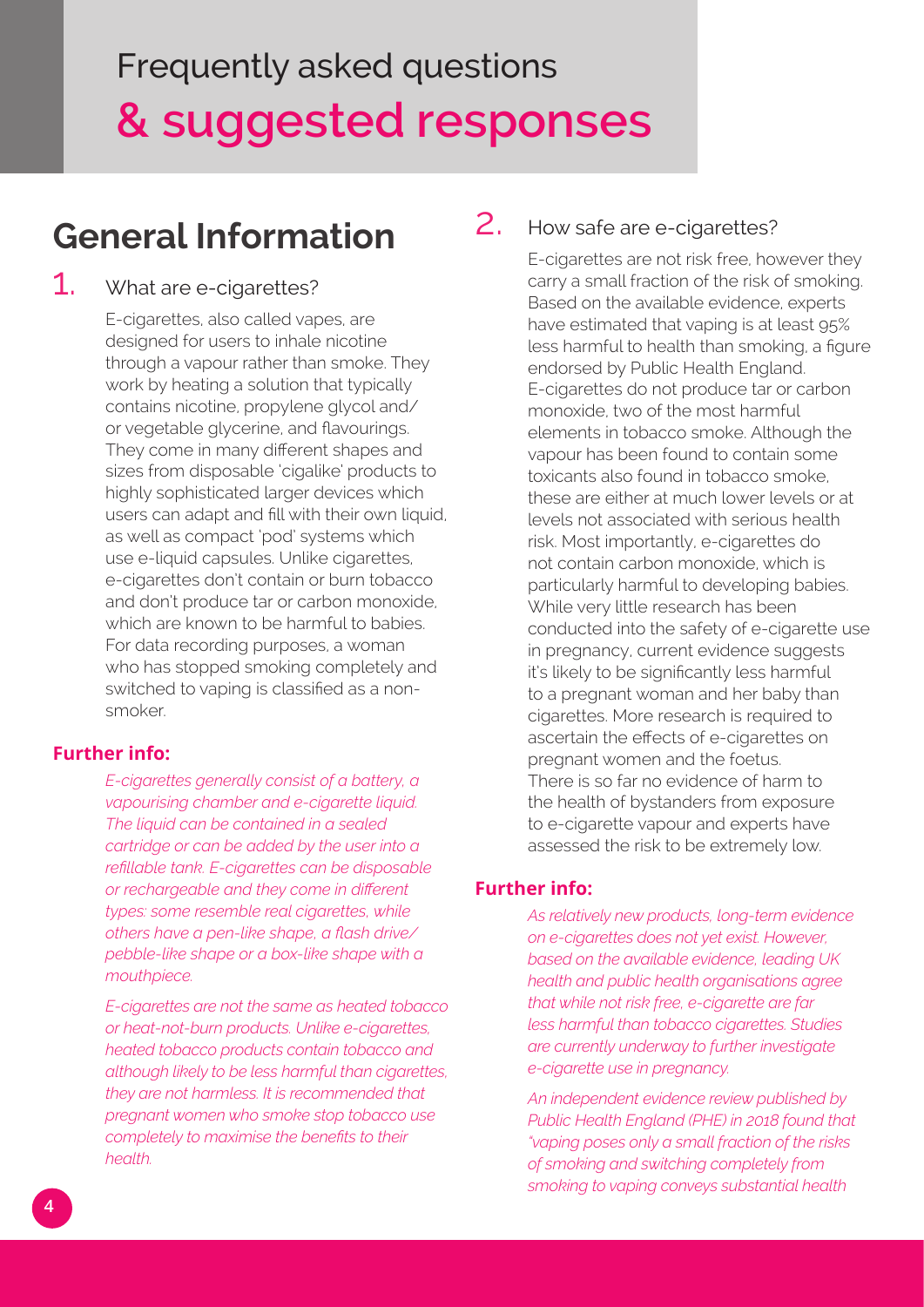# Frequently asked questions **& suggested responses**

## General Information

### 1. What are e-cigarettes?

E-cigarettes, also called vapes, are designed for users to inhale nicotine through a vapour rather than smoke. They work by heating a solution that typically contains nicotine, propylene glycol and/or vegetable glycerine, and flavourings. They come in many different shapes and sizes from disposable 'cigalike' products to highly sophisticated larger devices which users can adapt and fill with their own liquid, as well as compact 'pod' systems which use e-liquid capsules. Unlike cigarettes, e-cigarettes don't contain or burn tobacco and don't produce tar or carbon monoxide, which are known to be harmful to babies. For data recording purposes, a woman who has stopped smoking completely and switched to vaping is classified as a non-smoker.

**Further info:**

*E-cigarettes generally consist of a battery, a vapourising chamber and e-cigarette liquid. The liquid can be contained in a sealed cartridge or can be added by the user into a refillable tank. E-cigarettes can be disposable or rechargeable and they come in different types: some resemble real cigarettes, while others have a pen-like shape, a flash drive/pebble-like shape or a box-like shape with a mouthpiece.*

*E-cigarettes are not the same as heated tobacco or heat-not-burn products. Unlike e-cigarettes, heated tobacco products contain tobacco and although likely to be less harmful than cigarettes, they are not harmless. It is recommended that pregnant women who smoke stop tobacco use completely to maximise the benefits to their health.*

### 2. How safe are e-cigarettes?

E-cigarettes are not risk free, however they carry a small fraction of the risk of smoking. Based on the available evidence, experts have estimated that vaping is at least 95% less harmful to health than smoking, a figure endorsed by Public Health England. E-cigarettes do not produce tar or carbon monoxide, two of the most harmful elements in tobacco smoke. Although the vapour has been found to contain some toxicants also found in tobacco smoke, these are either at much lower levels or at levels not associated with serious health risk. Most importantly, e-cigarettes do not contain carbon monoxide, which is particularly harmful to developing babies. While very little research has been conducted into the safety of e-cigarette use in pregnancy, current evidence suggests it's likely to be significantly less harmful to a pregnant woman and her baby than cigarettes. More research is required to ascertain the effects of e-cigarettes on pregnant women and the foetus. There is so far no evidence of harm to the health of bystanders from exposure to e-cigarette vapour and experts have assessed the risk to be extremely low.

**Further info:**

*As relatively new products, long-term evidence on e-cigarettes does not yet exist. However, based on the available evidence, leading UK health and public health organisations agree that while not risk free, e-cigarette are far less harmful than tobacco cigarettes. Studies are currently underway to further investigate e-cigarette use in pregnancy.*

*An independent evidence review published by Public Health England (PHE) in 2018 found that "vaping poses only a small fraction of the risks of smoking and switching completely from smoking to vaping conveys substantial health*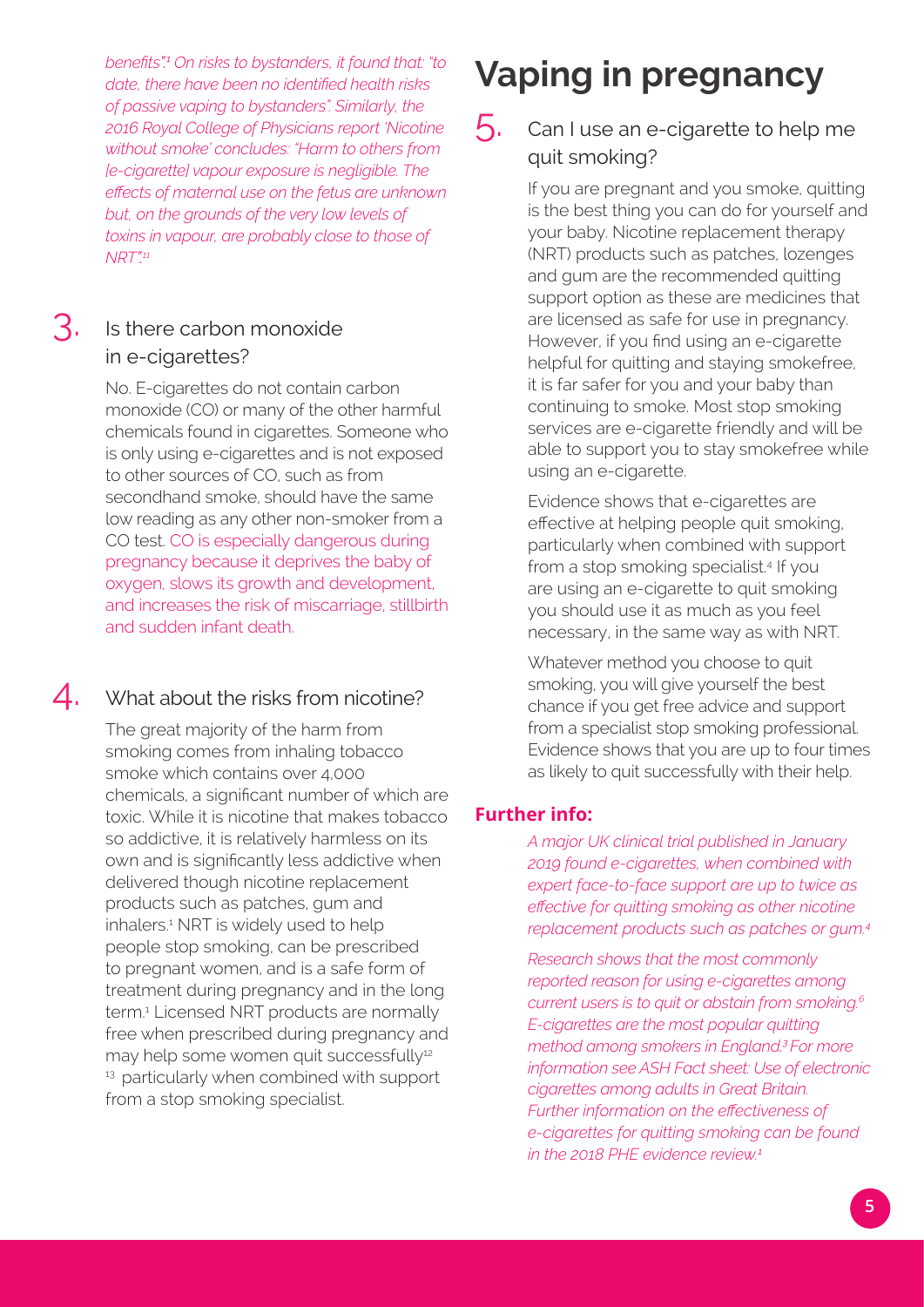*benefits".[1] On risks to bystanders, it found that: "to date, there have been no identified health risks of passive vaping to bystanders". Similarly, the 2016 Royal College of Physicians report 'Nicotine without smoke' concludes: "Harm to others from [e-cigarette] vapour exposure is negligible. The effects of maternal use on the fetus are unknown but, on the grounds of the very low levels of toxins in vapour, are probably close to those of NRT".[11]*

### 3. Is there carbon monoxide in e-cigarettes?

No. E-cigarettes do not contain carbon monoxide (CO) or many of the other harmful chemicals found in cigarettes. Someone who is only using e-cigarettes and is not exposed to other sources of CO, such as from secondhand smoke, should have the same low reading as any other non-smoker from a CO test. CO is especially dangerous during pregnancy because it deprives the baby of oxygen, slows its growth and development, and increases the risk of miscarriage, stillbirth and sudden infant death.

### 4. What about the risks from nicotine?

The great majority of the harm from smoking comes from inhaling tobacco smoke which contains over 4,000 chemicals, a significant number of which are toxic. While it is nicotine that makes tobacco so addictive, it is relatively harmless on its own and is significantly less addictive when delivered though nicotine replacement products such as patches, gum and inhalers.[1] NRT is widely used to help people stop smoking, can be prescribed to pregnant women, and is a safe form of treatment during pregnancy and in the long term.[1] Licensed NRT products are normally free when prescribed during pregnancy and may help some women quit successfully[12][13] particularly when combined with support from a stop smoking specialist.

# Vaping in pregnancy

### 5. Can I use an e-cigarette to help me quit smoking?

If you are pregnant and you smoke, quitting is the best thing you can do for yourself and your baby. Nicotine replacement therapy (NRT) products such as patches, lozenges and gum are the recommended quitting support option as these are medicines that are licensed as safe for use in pregnancy. However, if you find using an e-cigarette helpful for quitting and staying smokefree, it is far safer for you and your baby than continuing to smoke. Most stop smoking services are e-cigarette friendly and will be able to support you to stay smokefree while using an e-cigarette.

Evidence shows that e-cigarettes are effective at helping people quit smoking, particularly when combined with support from a stop smoking specialist.[4] If you are using an e-cigarette to quit smoking you should use it as much as you feel necessary, in the same way as with NRT.

Whatever method you choose to quit smoking, you will give yourself the best chance if you get free advice and support from a specialist stop smoking professional. Evidence shows that you are up to four times as likely to quit successfully with their help.

**Further info:**

*A major UK clinical trial published in January 2019 found e-cigarettes, when combined with expert face-to-face support are up to twice as effective for quitting smoking as other nicotine replacement products such as patches or gum.[4]*

*Research shows that the most commonly reported reason for using e-cigarettes among current users is to quit or abstain from smoking.[6] E-cigarettes are the most popular quitting method among smokers in England.[3] For more information see ASH Fact sheet: Use of electronic cigarettes among adults in Great Britain. Further information on the effectiveness of e-cigarettes for quitting smoking can be found in the 2018 PHE evidence review.[1]*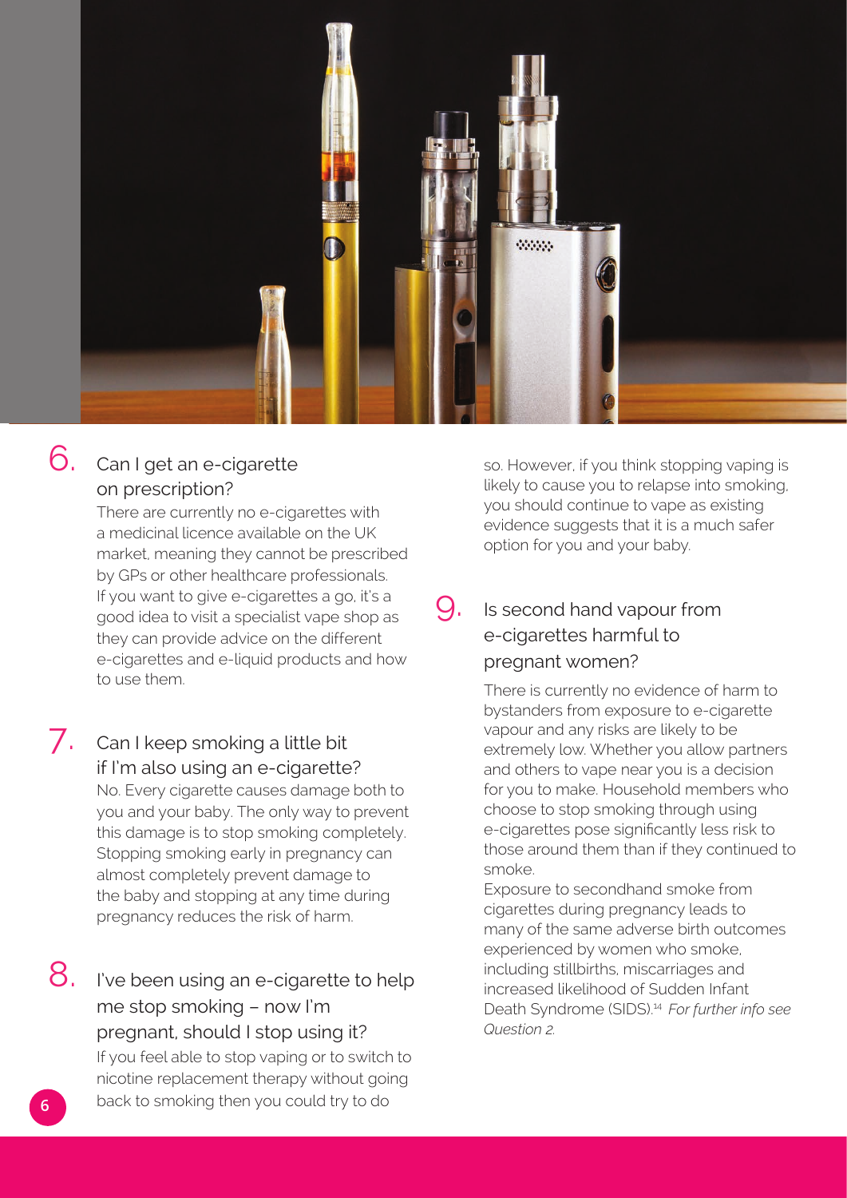## 6. Can I get an e-cigarette on prescription?

There are currently no e-cigarettes with a medicinal licence available on the UK market, meaning they cannot be prescribed by GPs or other healthcare professionals. If you want to give e-cigarettes a go, it's a good idea to visit a specialist vape shop as they can provide advice on the different e-cigarettes and e-liquid products and how to use them.

## 7. Can I keep smoking a little bit if I'm also using an e-cigarette?

No. Every cigarette causes damage both to you and your baby. The only way to prevent this damage is to stop smoking completely. Stopping smoking early in pregnancy can almost completely prevent damage to the baby and stopping at any time during pregnancy reduces the risk of harm.

## 8. I've been using an e-cigarette to help me stop smoking – now I'm pregnant, should I stop using it?

If you feel able to stop vaping or to switch to nicotine replacement therapy without going back to smoking then you could try to do so. However, if you think stopping vaping is likely to cause you to relapse into smoking, you should continue to vape as existing evidence suggests that it is a much safer option for you and your baby.

## 9. Is second hand vapour from e-cigarettes harmful to pregnant women?

There is currently no evidence of harm to bystanders from exposure to e-cigarette vapour and any risks are likely to be extremely low. Whether you allow partners and others to vape near you is a decision for you to make. Household members who choose to stop smoking through using e-cigarettes pose significantly less risk to those around them than if they continued to smoke.

Exposure to secondhand smoke from cigarettes during pregnancy leads to many of the same adverse birth outcomes experienced by women who smoke, including stillbirths, miscarriages and increased likelihood of Sudden Infant Death Syndrome (SIDS).[14] *For further info see Question 2.*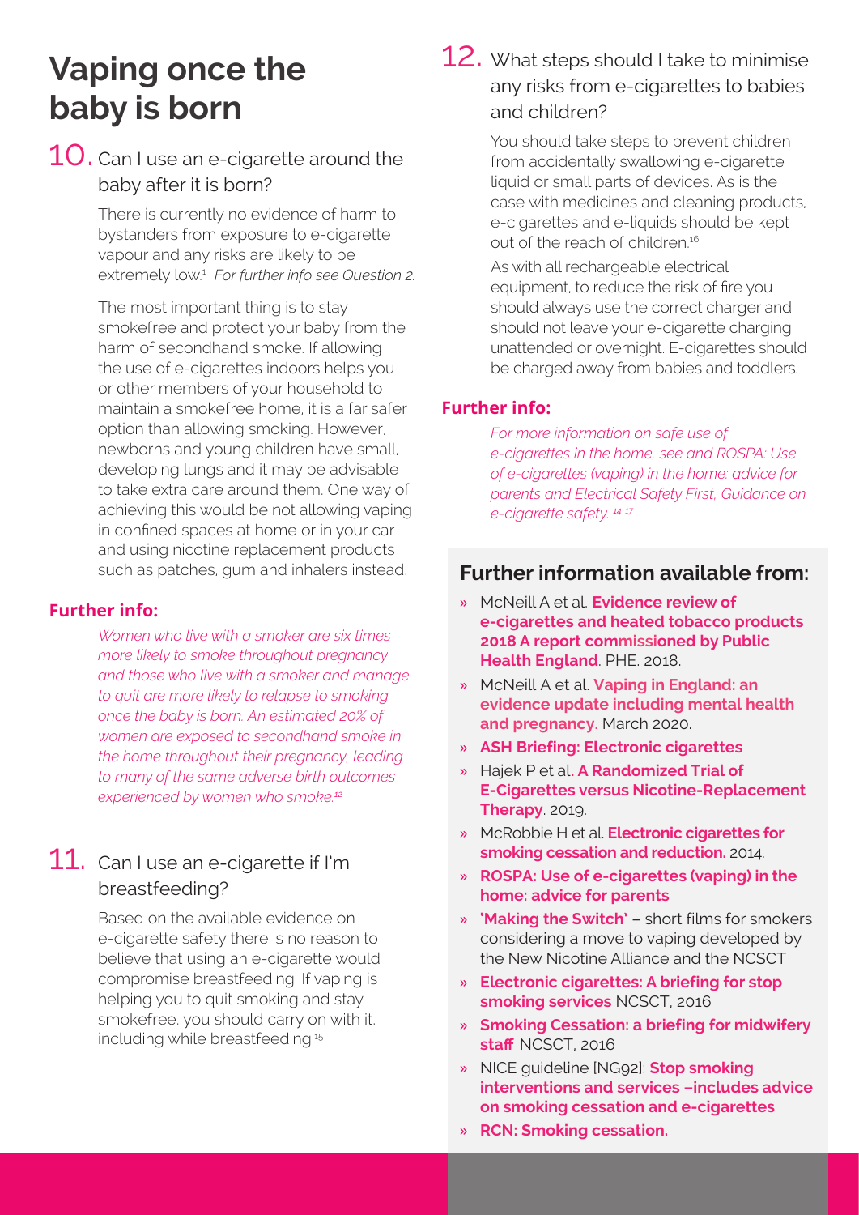# Vaping once the baby is born

## 10. Can I use an e-cigarette around the baby after it is born?

There is currently no evidence of harm to bystanders from exposure to e-cigarette vapour and any risks are likely to be extremely low.[1] *For further info see Question 2.*

The most important thing is to stay smokefree and protect your baby from the harm of secondhand smoke. If allowing the use of e-cigarettes indoors helps you or other members of your household to maintain a smokefree home, it is a far safer option than allowing smoking. However, newborns and young children have small, developing lungs and it may be advisable to take extra care around them. One way of achieving this would be not allowing vaping in confined spaces at home or in your car and using nicotine replacement products such as patches, gum and inhalers instead.

**Further info:**

*Women who live with a smoker are six times more likely to smoke throughout pregnancy and those who live with a smoker and manage to quit are more likely to relapse to smoking once the baby is born. An estimated 20% of women are exposed to secondhand smoke in the home throughout their pregnancy, leading to many of the same adverse birth outcomes experienced by women who smoke.*[12]

## 11. Can I use an e-cigarette if I'm breastfeeding?

Based on the available evidence on e-cigarette safety there is no reason to believe that using an e-cigarette would compromise breastfeeding. If vaping is helping you to quit smoking and stay smokefree, you should carry on with it, including while breastfeeding.[15]

## 12. What steps should I take to minimise any risks from e-cigarettes to babies and children?

You should take steps to prevent children from accidentally swallowing e-cigarette liquid or small parts of devices. As is the case with medicines and cleaning products, e-cigarettes and e-liquids should be kept out of the reach of children.[16]

As with all rechargeable electrical equipment, to reduce the risk of fire you should always use the correct charger and should not leave your e-cigarette charging unattended or overnight. E-cigarettes should be charged away from babies and toddlers.

**Further info:**

*For more information on safe use of e-cigarettes in the home, see and ROSPA: Use of e-cigarettes (vaping) in the home: advice for parents and Electrical Safety First, Guidance on e-cigarette safety.* [14 17]

## Further information available from:

- McNeill A et al. **Evidence review of e-cigarettes and heated tobacco products 2018 A report commissioned by Public Health England**. PHE. 2018.
- McNeill A et al. **Vaping in England: an evidence update including mental health and pregnancy.** March 2020.
- **ASH Briefing: Electronic cigarettes**
- Hajek P et al**. A Randomized Trial of E-Cigarettes versus Nicotine-Replacement Therapy**. 2019.
- McRobbie H et al. **Electronic cigarettes for smoking cessation and reduction.** 2014.
- **ROSPA: Use of e-cigarettes (vaping) in the home: advice for parents**
- **'Making the Switch'** – short films for smokers considering a move to vaping developed by the New Nicotine Alliance and the NCSCT
- **Electronic cigarettes: A briefing for stop smoking services** NCSCT, 2016
- **Smoking Cessation: a briefing for midwifery staff** NCSCT, 2016
- NICE guideline [NG92]: **Stop smoking interventions and services –includes advice on smoking cessation and e-cigarettes**
- **RCN: Smoking cessation.**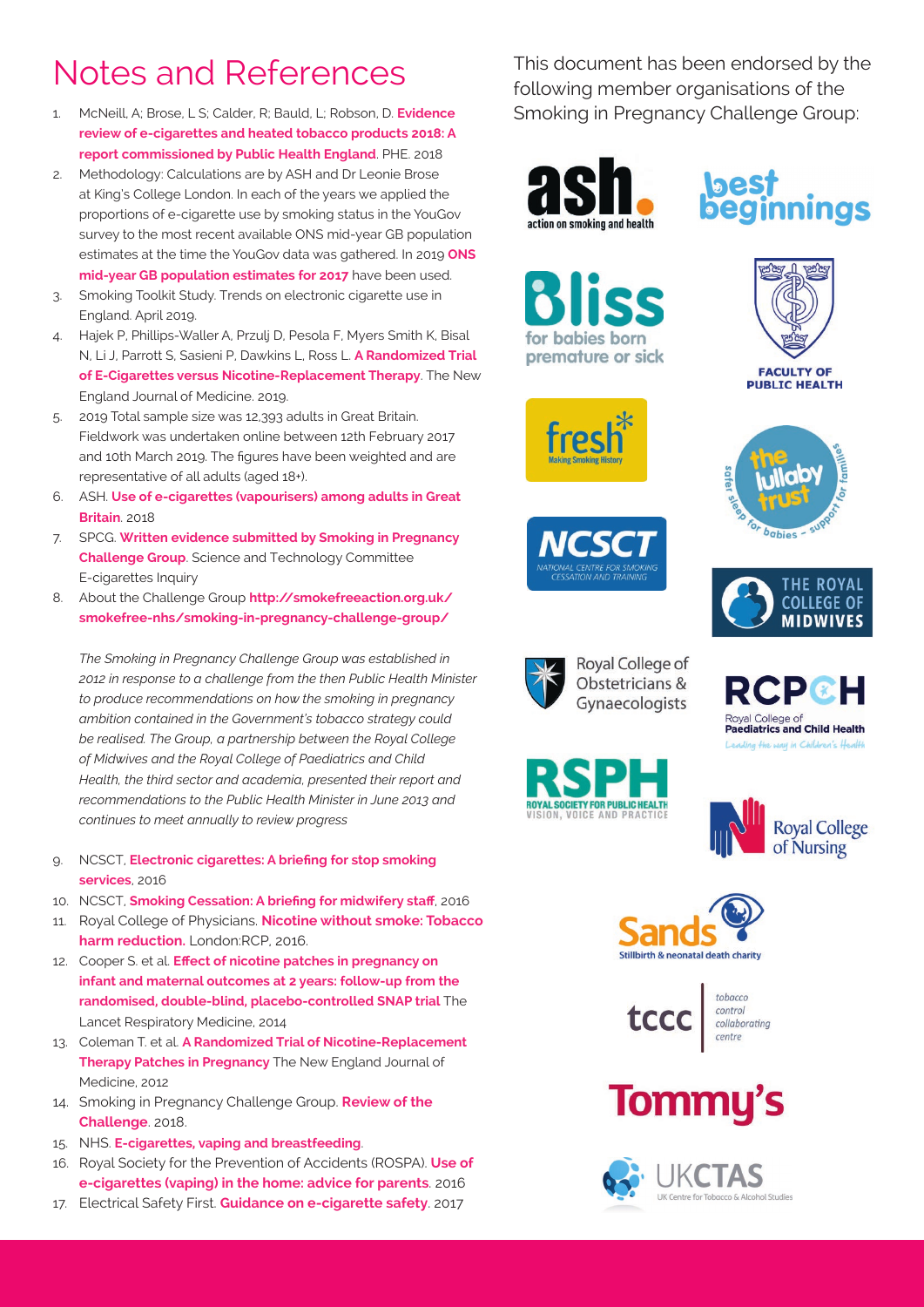# Notes and References

1. McNeill, A; Brose, L S; Calder, R; Bauld, L; Robson, D. **Evidence review of e-cigarettes and heated tobacco products 2018: A report commissioned by Public Health England**. PHE. 2018
2. Methodology: Calculations are by ASH and Dr Leonie Brose at King's College London. In each of the years we applied the proportions of e-cigarette use by smoking status in the YouGov survey to the most recent available ONS mid-year GB population estimates at the time the YouGov data was gathered. In 2019 **ONS mid-year GB population estimates for 2017** have been used.
3. Smoking Toolkit Study. Trends on electronic cigarette use in England. April 2019.
4. Hajek P, Phillips-Waller A, Przulj D, Pesola F, Myers Smith K, Bisal N, Li J, Parrott S, Sasieni P, Dawkins L, Ross L. **A Randomized Trial of E-Cigarettes versus Nicotine-Replacement Therapy**. The New England Journal of Medicine. 2019.
5. 2019 Total sample size was 12,393 adults in Great Britain. Fieldwork was undertaken online between 12th February 2017 and 10th March 2019. The figures have been weighted and are representative of all adults (aged 18+).
6. ASH. **Use of e-cigarettes (vapourisers) among adults in Great Britain**. 2018
7. SPCG. **Written evidence submitted by Smoking in Pregnancy Challenge Group**. Science and Technology Committee E-cigarettes Inquiry
8. About the Challenge Group **http://smokefreeaction.org.uk/smokefree-nhs/smoking-in-pregnancy-challenge-group/**

   *The Smoking in Pregnancy Challenge Group was established in 2012 in response to a challenge from the then Public Health Minister to produce recommendations on how the smoking in pregnancy ambition contained in the Government's tobacco strategy could be realised. The Group, a partnership between the Royal College of Midwives and the Royal College of Paediatrics and Child Health, the third sector and academia, presented their report and recommendations to the Public Health Minister in June 2013 and continues to meet annually to review progress*

9. NCSCT, **Electronic cigarettes: A briefing for stop smoking services**, 2016
10. NCSCT, **Smoking Cessation: A briefing for midwifery staff**, 2016
11. Royal College of Physicians. **Nicotine without smoke: Tobacco harm reduction.** London:RCP, 2016.
12. Cooper S. et al. **Effect of nicotine patches in pregnancy on infant and maternal outcomes at 2 years: follow-up from the randomised, double-blind, placebo-controlled SNAP trial** The Lancet Respiratory Medicine, 2014
13. Coleman T. et al. **A Randomized Trial of Nicotine-Replacement Therapy Patches in Pregnancy** The New England Journal of Medicine, 2012
14. Smoking in Pregnancy Challenge Group. **Review of the Challenge**. 2018.
15. NHS. **E-cigarettes, vaping and breastfeeding**.
16. Royal Society for the Prevention of Accidents (ROSPA). **Use of e-cigarettes (vaping) in the home: advice for parents**. 2016
17. Electrical Safety First. **Guidance on e-cigarette safety**. 2017

This document has been endorsed by the following member organisations of the Smoking in Pregnancy Challenge Group:

ash. action on smoking and health

best beginnings

Bliss for babies born premature or sick

Faculty of Public Health

fresh Making Smoking History

the lullaby trust safer sleep for babies – support for families

NCSCT National Centre for Smoking Cessation and Training

The Royal College of Midwives

Royal College of Obstetricians & Gynaecologists

RCPCH Royal College of Paediatrics and Child Health Leading the way in Children's Health

RSPH Royal Society for Public Health Vision, Voice and Practice

Royal College of Nursing

Sands Stillbirth & neonatal death charity

tccc tobacco control collaborating centre

Tommy's

UKCTAS UK Centre for Tobacco & Alcohol Studies